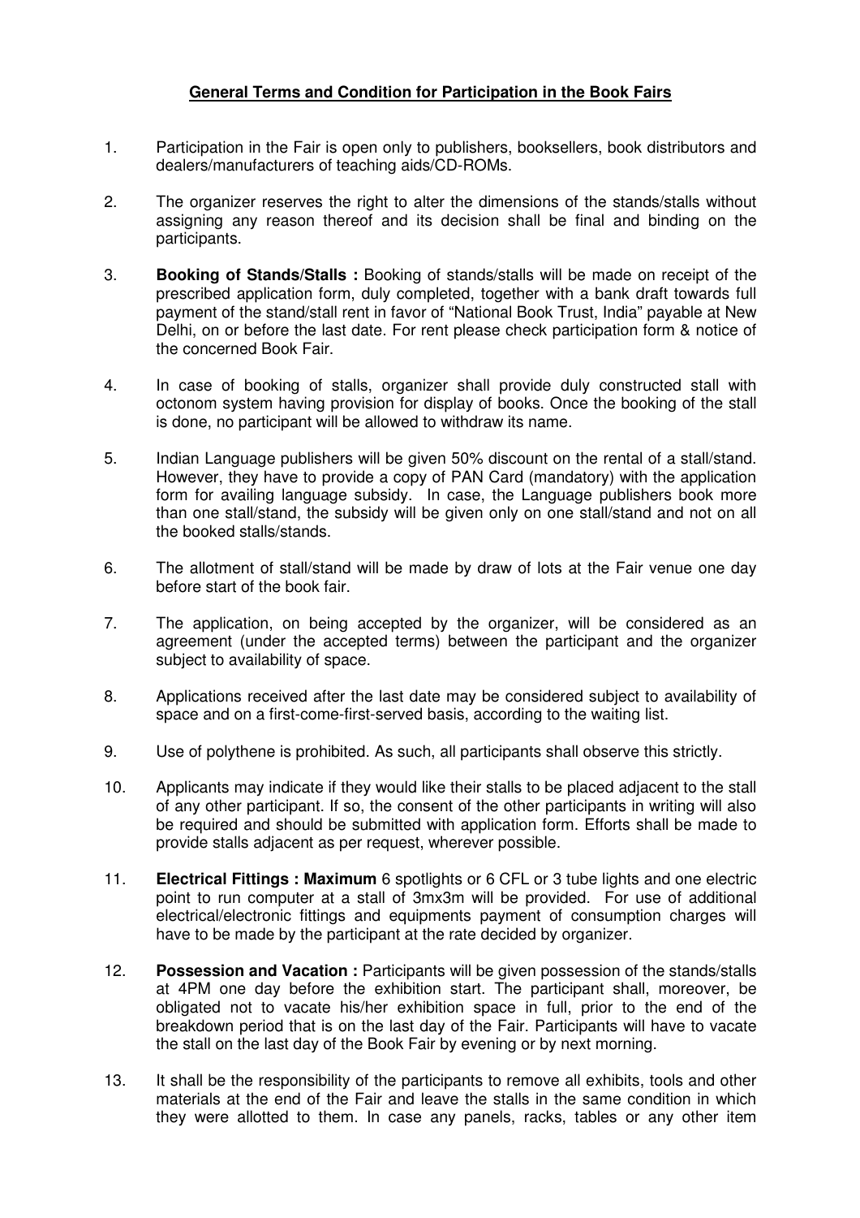**General Terms and Condition for Participation in the Book Fairs**

1. Participation in the Fair is open only to publishers, booksellers, book distributors and dealers/manufacturers of teaching aids/CD-ROMs.

2. The organizer reserves the right to alter the dimensions of the stands/stalls without assigning any reason thereof and its decision shall be final and binding on the participants.

3. **Booking of Stands/Stalls :** Booking of stands/stalls will be made on receipt of the prescribed application form, duly completed, together with a bank draft towards full payment of the stand/stall rent in favor of "National Book Trust, India" payable at New Delhi, on or before the last date. For rent please check participation form & notice of the concerned Book Fair.

4. In case of booking of stalls, organizer shall provide duly constructed stall with octonom system having provision for display of books. Once the booking of the stall is done, no participant will be allowed to withdraw its name.

5. Indian Language publishers will be given 50% discount on the rental of a stall/stand. However, they have to provide a copy of PAN Card (mandatory) with the application form for availing language subsidy. In case, the Language publishers book more than one stall/stand, the subsidy will be given only on one stall/stand and not on all the booked stalls/stands.

6. The allotment of stall/stand will be made by draw of lots at the Fair venue one day before start of the book fair.

7. The application, on being accepted by the organizer, will be considered as an agreement (under the accepted terms) between the participant and the organizer subject to availability of space.

8. Applications received after the last date may be considered subject to availability of space and on a first-come-first-served basis, according to the waiting list.

9. Use of polythene is prohibited. As such, all participants shall observe this strictly.

10. Applicants may indicate if they would like their stalls to be placed adjacent to the stall of any other participant. If so, the consent of the other participants in writing will also be required and should be submitted with application form. Efforts shall be made to provide stalls adjacent as per request, wherever possible.

11. **Electrical Fittings : Maximum** 6 spotlights or 6 CFL or 3 tube lights and one electric point to run computer at a stall of 3mx3m will be provided. For use of additional electrical/electronic fittings and equipments payment of consumption charges will have to be made by the participant at the rate decided by organizer.

12. **Possession and Vacation :** Participants will be given possession of the stands/stalls at 4PM one day before the exhibition start. The participant shall, moreover, be obligated not to vacate his/her exhibition space in full, prior to the end of the breakdown period that is on the last day of the Fair. Participants will have to vacate the stall on the last day of the Book Fair by evening or by next morning.

13. It shall be the responsibility of the participants to remove all exhibits, tools and other materials at the end of the Fair and leave the stalls in the same condition in which they were allotted to them. In case any panels, racks, tables or any other item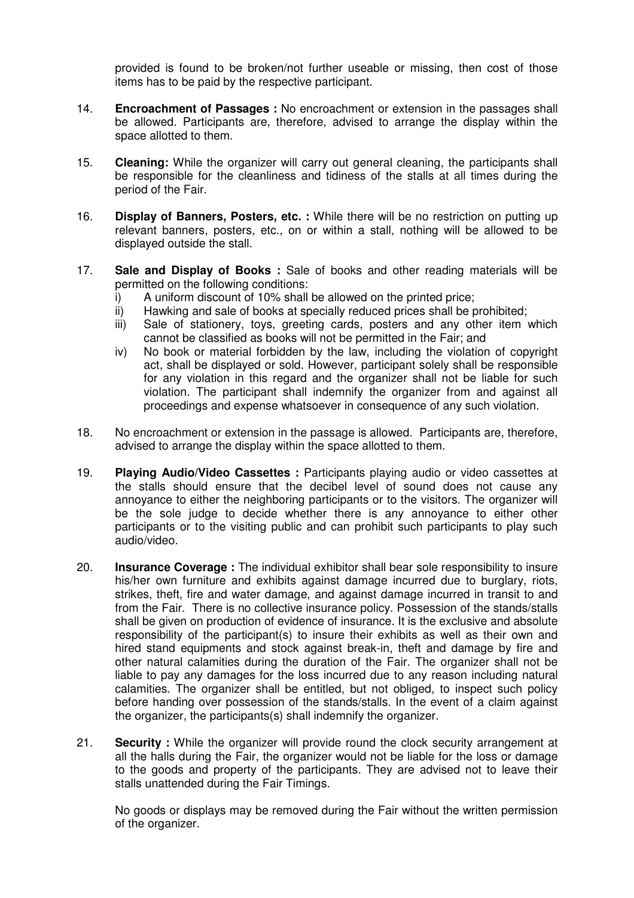provided is found to be broken/not further useable or missing, then cost of those items has to be paid by the respective participant.

14. **Encroachment of Passages :** No encroachment or extension in the passages shall be allowed. Participants are, therefore, advised to arrange the display within the space allotted to them.

15. **Cleaning:** While the organizer will carry out general cleaning, the participants shall be responsible for the cleanliness and tidiness of the stalls at all times during the period of the Fair.

16. **Display of Banners, Posters, etc. :** While there will be no restriction on putting up relevant banners, posters, etc., on or within a stall, nothing will be allowed to be displayed outside the stall.

17. **Sale and Display of Books :** Sale of books and other reading materials will be permitted on the following conditions:
    i) A uniform discount of 10% shall be allowed on the printed price;
    ii) Hawking and sale of books at specially reduced prices shall be prohibited;
    iii) Sale of stationery, toys, greeting cards, posters and any other item which cannot be classified as books will not be permitted in the Fair; and
    iv) No book or material forbidden by the law, including the violation of copyright act, shall be displayed or sold. However, participant solely shall be responsible for any violation in this regard and the organizer shall not be liable for such violation. The participant shall indemnify the organizer from and against all proceedings and expense whatsoever in consequence of any such violation.

18. No encroachment or extension in the passage is allowed. Participants are, therefore, advised to arrange the display within the space allotted to them.

19. **Playing Audio/Video Cassettes :** Participants playing audio or video cassettes at the stalls should ensure that the decibel level of sound does not cause any annoyance to either the neighboring participants or to the visitors. The organizer will be the sole judge to decide whether there is any annoyance to either other participants or to the visiting public and can prohibit such participants to play such audio/video.

20. **Insurance Coverage :** The individual exhibitor shall bear sole responsibility to insure his/her own furniture and exhibits against damage incurred due to burglary, riots, strikes, theft, fire and water damage, and against damage incurred in transit to and from the Fair. There is no collective insurance policy. Possession of the stands/stalls shall be given on production of evidence of insurance. It is the exclusive and absolute responsibility of the participant(s) to insure their exhibits as well as their own and hired stand equipments and stock against break-in, theft and damage by fire and other natural calamities during the duration of the Fair. The organizer shall not be liable to pay any damages for the loss incurred due to any reason including natural calamities. The organizer shall be entitled, but not obliged, to inspect such policy before handing over possession of the stands/stalls. In the event of a claim against the organizer, the participants(s) shall indemnify the organizer.

21. **Security :** While the organizer will provide round the clock security arrangement at all the halls during the Fair, the organizer would not be liable for the loss or damage to the goods and property of the participants. They are advised not to leave their stalls unattended during the Fair Timings.

    No goods or displays may be removed during the Fair without the written permission of the organizer.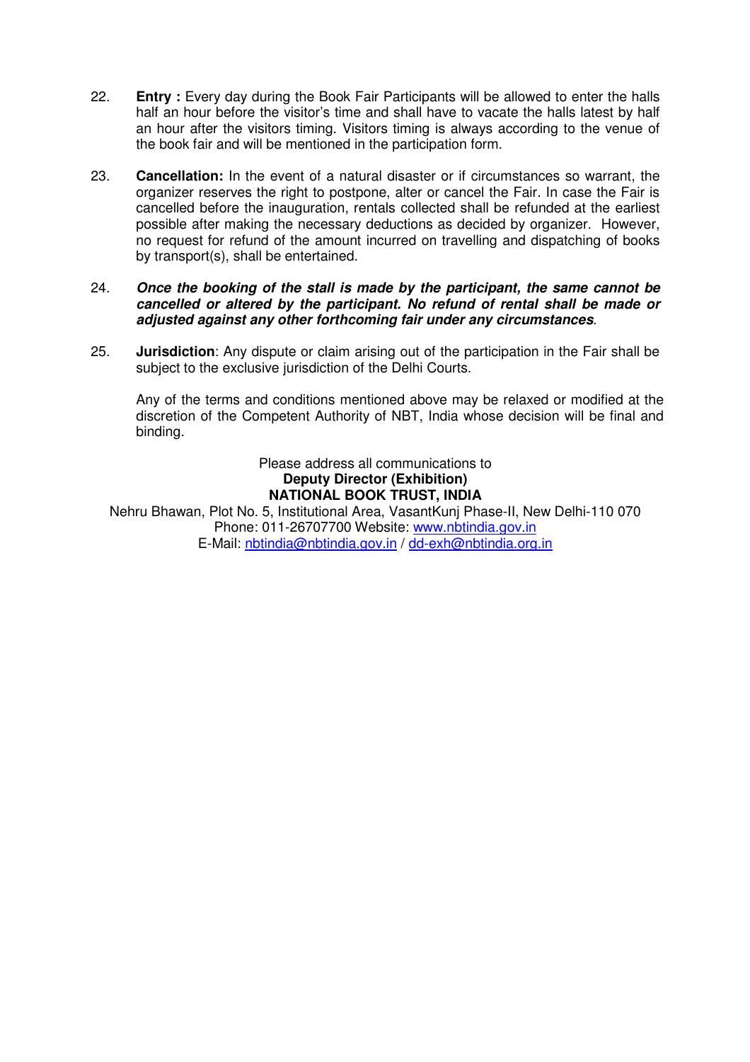22. **Entry :** Every day during the Book Fair Participants will be allowed to enter the halls half an hour before the visitor's time and shall have to vacate the halls latest by half an hour after the visitors timing. Visitors timing is always according to the venue of the book fair and will be mentioned in the participation form.

23. **Cancellation:** In the event of a natural disaster or if circumstances so warrant, the organizer reserves the right to postpone, alter or cancel the Fair. In case the Fair is cancelled before the inauguration, rentals collected shall be refunded at the earliest possible after making the necessary deductions as decided by organizer. However, no request for refund of the amount incurred on travelling and dispatching of books by transport(s), shall be entertained.

24. ***Once the booking of the stall is made by the participant, the same cannot be cancelled or altered by the participant. No refund of rental shall be made or adjusted against any other forthcoming fair under any circumstances*.**

25. **Jurisdiction**: Any dispute or claim arising out of the participation in the Fair shall be subject to the exclusive jurisdiction of the Delhi Courts.

Any of the terms and conditions mentioned above may be relaxed or modified at the discretion of the Competent Authority of NBT, India whose decision will be final and binding.

Please address all communications to
**Deputy Director (Exhibition)**
**NATIONAL BOOK TRUST, INDIA**
Nehru Bhawan, Plot No. 5, Institutional Area, VasantKunj Phase-II, New Delhi-110 070
Phone: 011-26707700 Website: www.nbtindia.gov.in
E-Mail: nbtindia@nbtindia.gov.in / dd-exh@nbtindia.org.in